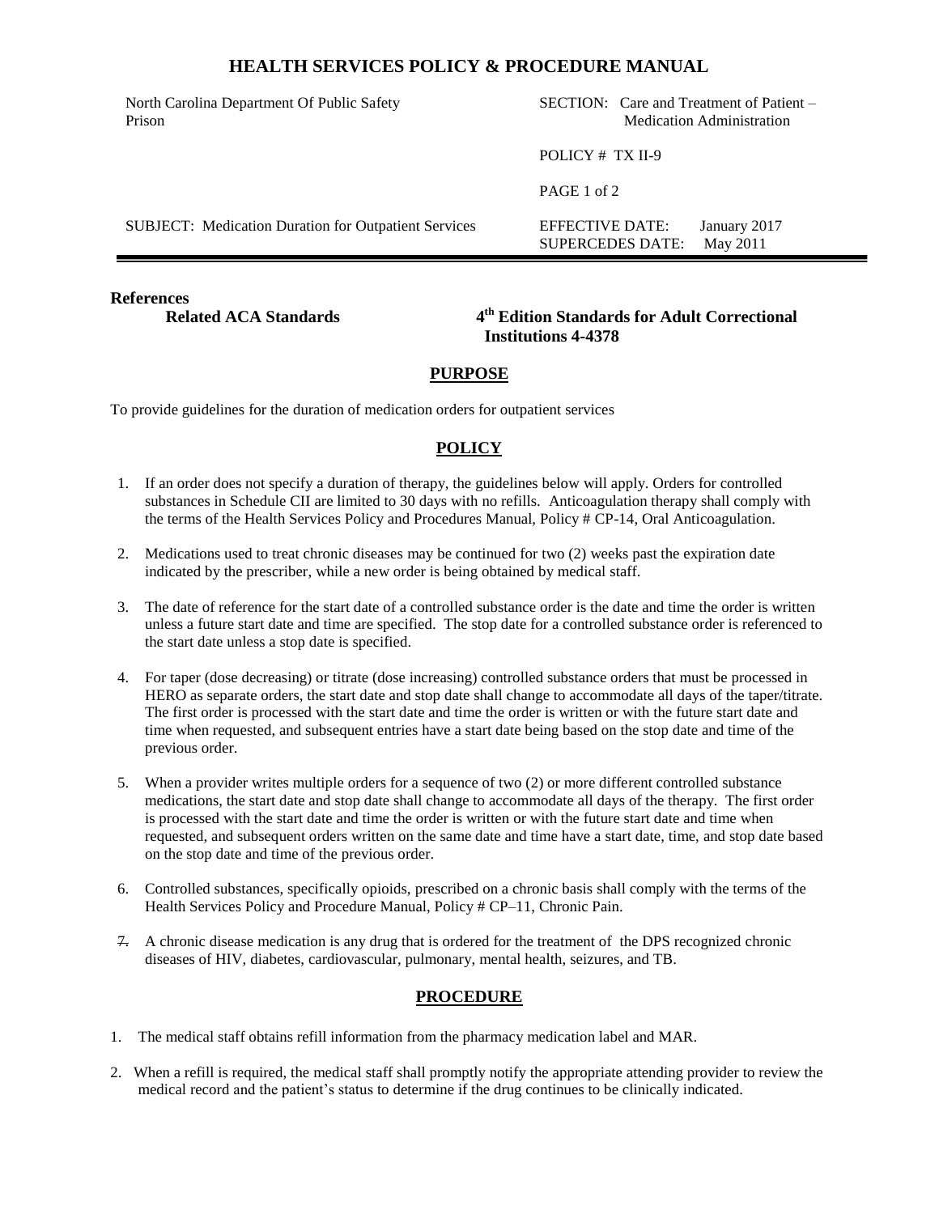# HEALTH SERVICES POLICY & PROCEDURE MANUAL

| | |
|---|---|
| North Carolina Department Of Public Safety Prison | SECTION: Care and Treatment of Patient – Medication Administration |
| | POLICY # TX II-9 |
| | PAGE 1 of 2 |
| SUBJECT: Medication Duration for Outpatient Services | EFFECTIVE DATE: January 2017<br>SUPERCEDES DATE: May 2011 |

**References**

**Related ACA Standards** — **4th Edition Standards for Adult Correctional Institutions 4-4378**

## PURPOSE

To provide guidelines for the duration of medication orders for outpatient services

## POLICY

1. If an order does not specify a duration of therapy, the guidelines below will apply. Orders for controlled substances in Schedule CII are limited to 30 days with no refills. Anticoagulation therapy shall comply with the terms of the Health Services Policy and Procedures Manual, Policy # CP-14, Oral Anticoagulation.
2. Medications used to treat chronic diseases may be continued for two (2) weeks past the expiration date indicated by the prescriber, while a new order is being obtained by medical staff.
3. The date of reference for the start date of a controlled substance order is the date and time the order is written unless a future start date and time are specified. The stop date for a controlled substance order is referenced to the start date unless a stop date is specified.
4. For taper (dose decreasing) or titrate (dose increasing) controlled substance orders that must be processed in HERO as separate orders, the start date and stop date shall change to accommodate all days of the taper/titrate. The first order is processed with the start date and time the order is written or with the future start date and time when requested, and subsequent entries have a start date being based on the stop date and time of the previous order.
5. When a provider writes multiple orders for a sequence of two (2) or more different controlled substance medications, the start date and stop date shall change to accommodate all days of the therapy. The first order is processed with the start date and time the order is written or with the future start date and time when requested, and subsequent orders written on the same date and time have a start date, time, and stop date based on the stop date and time of the previous order.
6. Controlled substances, specifically opioids, prescribed on a chronic basis shall comply with the terms of the Health Services Policy and Procedure Manual, Policy # CP–11, Chronic Pain.
7. A chronic disease medication is any drug that is ordered for the treatment of the DPS recognized chronic diseases of HIV, diabetes, cardiovascular, pulmonary, mental health, seizures, and TB.

## PROCEDURE

1. The medical staff obtains refill information from the pharmacy medication label and MAR.
2. When a refill is required, the medical staff shall promptly notify the appropriate attending provider to review the medical record and the patient's status to determine if the drug continues to be clinically indicated.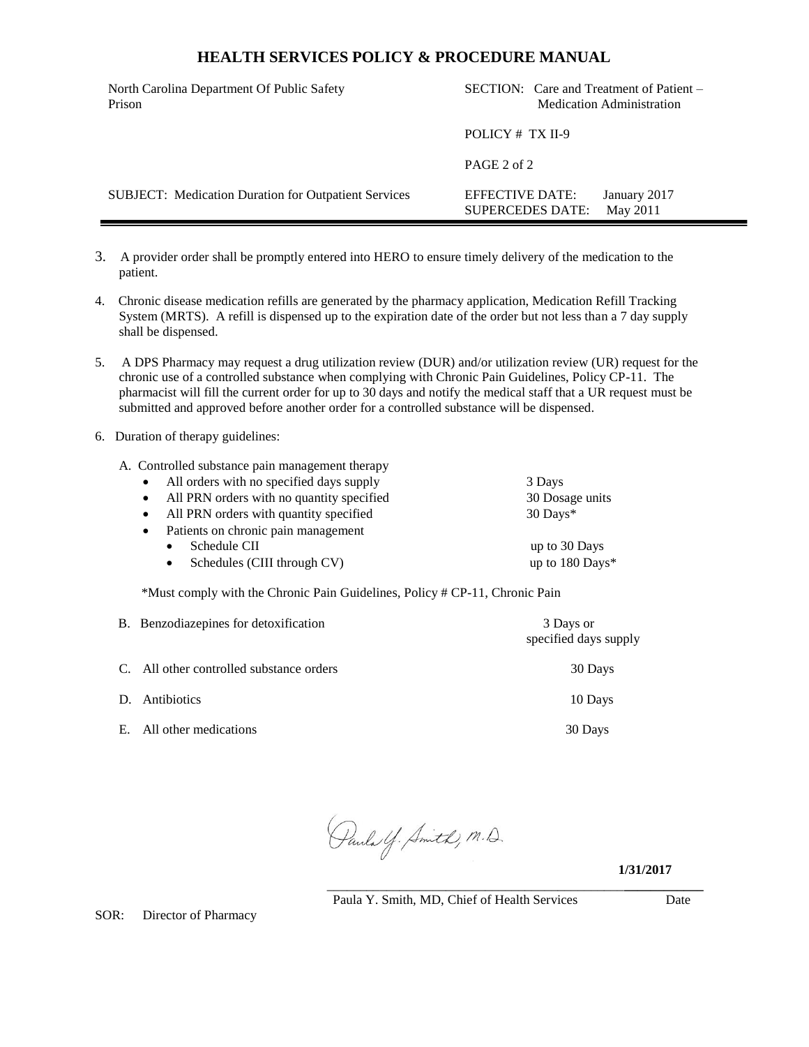3. A provider order shall be promptly entered into HERO to ensure timely delivery of the medication to the patient.

4. Chronic disease medication refills are generated by the pharmacy application, Medication Refill Tracking System (MRTS). A refill is dispensed up to the expiration date of the order but not less than a 7 day supply shall be dispensed.

5. A DPS Pharmacy may request a drug utilization review (DUR) and/or utilization review (UR) request for the chronic use of a controlled substance when complying with Chronic Pain Guidelines, Policy CP-11. The pharmacist will fill the current order for up to 30 days and notify the medical staff that a UR request must be submitted and approved before another order for a controlled substance will be dispensed.

6. Duration of therapy guidelines:

| | |
|---|---|
| A. Controlled substance pain management therapy | |
| • All orders with no specified days supply | 3 Days |
| • All PRN orders with no quantity specified | 30 Dosage units |
| • All PRN orders with quantity specified | 30 Days* |
| • Patients on chronic pain management | |
| • Schedule CII | up to 30 Days |
| • Schedules (CIII through CV) | up to 180 Days* |

*Must comply with the Chronic Pain Guidelines, Policy # CP-11, Chronic Pain

| | |
|---|---|
| B. Benzodiazepines for detoxification | 3 Days or specified days supply |
| C. All other controlled substance orders | 30 Days |
| D. Antibiotics | 10 Days |
| E. All other medications | 30 Days |

Paula Y. Smith, M.D.

1/31/2017

Paula Y. Smith, MD, Chief of Health Services — Date

SOR: Director of Pharmacy